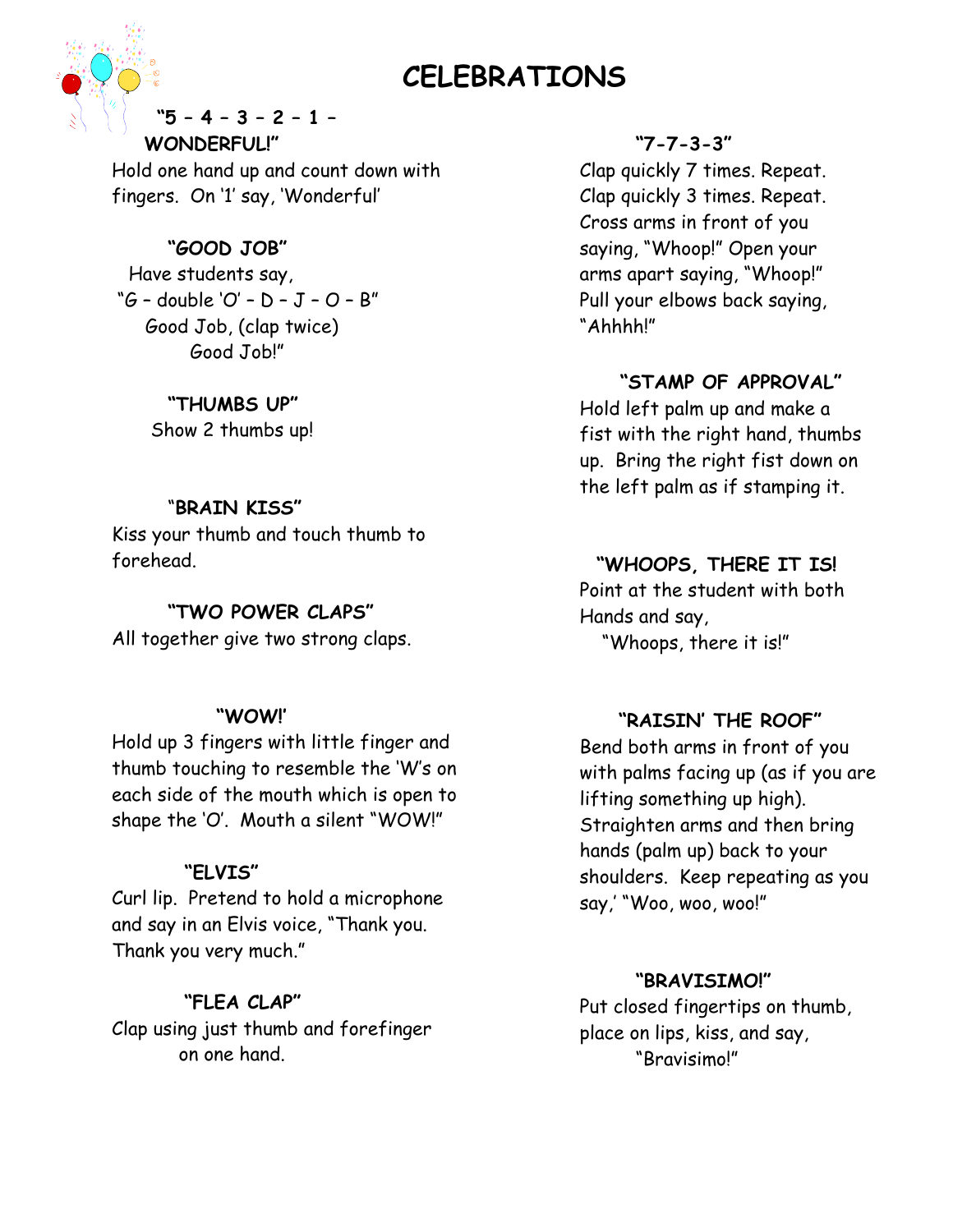# CELEBRATIONS

### "5 – 4 – 3 – 2 – 1 – WONDERFUL!"

Hold one hand up and count down with fingers. On '1' say, 'Wonderful'

### "GOOD JOB"

Have students say,
"G – double 'O' – D – J – O – B"
Good Job, (clap twice)
Good Job!"

### "THUMBS UP"

Show 2 thumbs up!

### "BRAIN KISS"

Kiss your thumb and touch thumb to forehead.

### "TWO POWER CLAPS"

All together give two strong claps.

### "WOW!'

Hold up 3 fingers with little finger and thumb touching to resemble the 'W's on each side of the mouth which is open to shape the 'O'. Mouth a silent "WOW!"

### "ELVIS"

Curl lip. Pretend to hold a microphone and say in an Elvis voice, "Thank you. Thank you very much."

### "FLEA CLAP"

Clap using just thumb and forefinger on one hand.

### "7-7-3-3"

Clap quickly 7 times. Repeat. Clap quickly 3 times. Repeat. Cross arms in front of you saying, "Whoop!" Open your arms apart saying, "Whoop!" Pull your elbows back saying, "Ahhhh!"

### "STAMP OF APPROVAL"

Hold left palm up and make a fist with the right hand, thumbs up. Bring the right fist down on the left palm as if stamping it.

### "WHOOPS, THERE IT IS!

Point at the student with both Hands and say,
"Whoops, there it is!"

### "RAISIN' THE ROOF"

Bend both arms in front of you with palms facing up (as if you are lifting something up high). Straighten arms and then bring hands (palm up) back to your shoulders. Keep repeating as you say,' "Woo, woo, woo!"

### "BRAVISIMO!"

Put closed fingertips on thumb, place on lips, kiss, and say,
"Bravisimo!"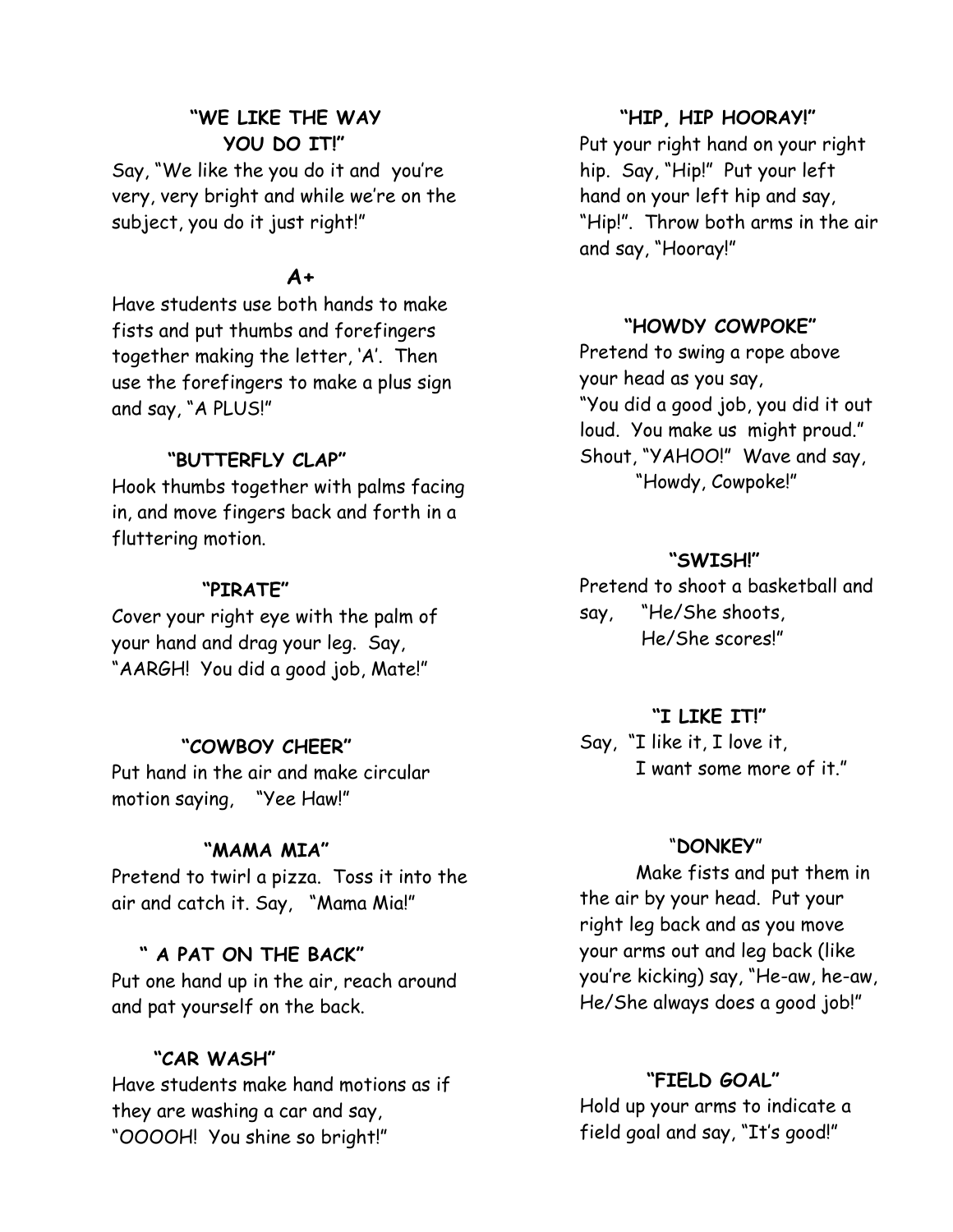### "WE LIKE THE WAY YOU DO IT!"

Say, "We like the you do it and you're very, very bright and while we're on the subject, you do it just right!"

### A+

Have students use both hands to make fists and put thumbs and forefingers together making the letter, 'A'. Then use the forefingers to make a plus sign and say, "A PLUS!"

### "BUTTERFLY CLAP"

Hook thumbs together with palms facing in, and move fingers back and forth in a fluttering motion.

### "PIRATE"

Cover your right eye with the palm of your hand and drag your leg. Say, "AARGH! You did a good job, Mate!"

### "COWBOY CHEER"

Put hand in the air and make circular motion saying, "Yee Haw!"

### "MAMA MIA"

Pretend to twirl a pizza. Toss it into the air and catch it. Say, "Mama Mia!"

### " A PAT ON THE BACK"

Put one hand up in the air, reach around and pat yourself on the back.

### "CAR WASH"

Have students make hand motions as if they are washing a car and say, "OOOOH! You shine so bright!"

### "HIP, HIP HOORAY!"

Put your right hand on your right hip. Say, "Hip!" Put your left hand on your left hip and say, "Hip!". Throw both arms in the air and say, "Hooray!"

### "HOWDY COWPOKE"

Pretend to swing a rope above your head as you say, "You did a good job, you did it out loud. You make us might proud." Shout, "YAHOO!" Wave and say, "Howdy, Cowpoke!"

### "SWISH!"

Pretend to shoot a basketball and say, "He/She shoots, He/She scores!"

### "I LIKE IT!"

Say, "I like it, I love it, I want some more of it."

### "DONKEY"

Make fists and put them in the air by your head. Put your right leg back and as you move your arms out and leg back (like you're kicking) say, "He-aw, he-aw, He/She always does a good job!"

### "FIELD GOAL"

Hold up your arms to indicate a field goal and say, "It's good!"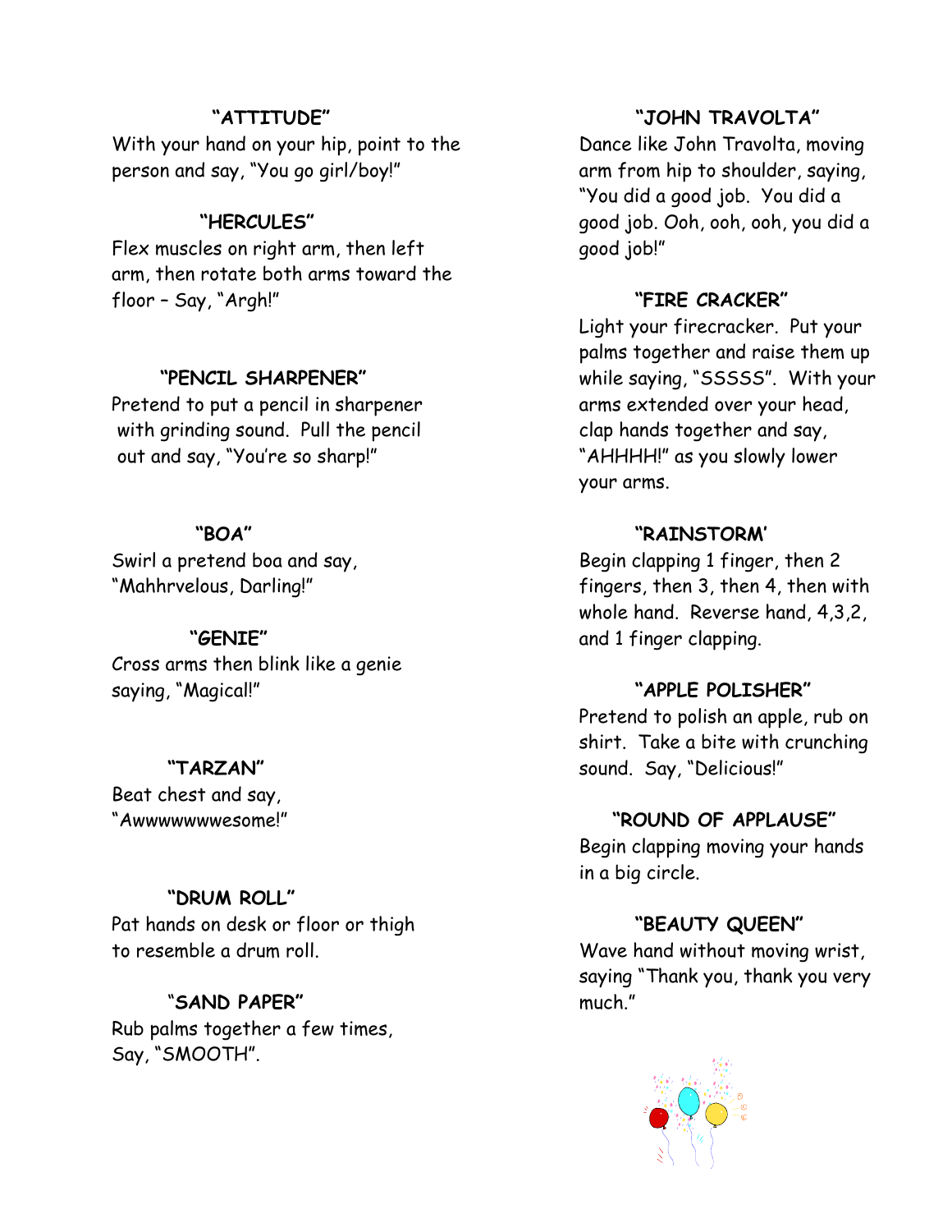### "ATTITUDE"

With your hand on your hip, point to the person and say, "You go girl/boy!"

### "HERCULES"

Flex muscles on right arm, then left arm, then rotate both arms toward the floor – Say, "Argh!"

### "PENCIL SHARPENER"

Pretend to put a pencil in sharpener with grinding sound. Pull the pencil out and say, "You're so sharp!"

### "BOA"

Swirl a pretend boa and say, "Mahhrvelous, Darling!"

### "GENIE"

Cross arms then blink like a genie saying, "Magical!"

### "TARZAN"

Beat chest and say, "Awwwwwwwesome!"

### "DRUM ROLL"

Pat hands on desk or floor or thigh to resemble a drum roll.

### "SAND PAPER"

Rub palms together a few times, Say, "SMOOTH".

### "JOHN TRAVOLTA"

Dance like John Travolta, moving arm from hip to shoulder, saying, "You did a good job. You did a good job. Ooh, ooh, ooh, you did a good job!"

### "FIRE CRACKER"

Light your firecracker. Put your palms together and raise them up while saying, "SSSSS". With your arms extended over your head, clap hands together and say, "AHHHH!" as you slowly lower your arms.

### "RAINSTORM'

Begin clapping 1 finger, then 2 fingers, then 3, then 4, then with whole hand. Reverse hand, 4,3,2, and 1 finger clapping.

### "APPLE POLISHER"

Pretend to polish an apple, rub on shirt. Take a bite with crunching sound. Say, "Delicious!"

### "ROUND OF APPLAUSE"

Begin clapping moving your hands in a big circle.

### "BEAUTY QUEEN"

Wave hand without moving wrist, saying "Thank you, thank you very much."